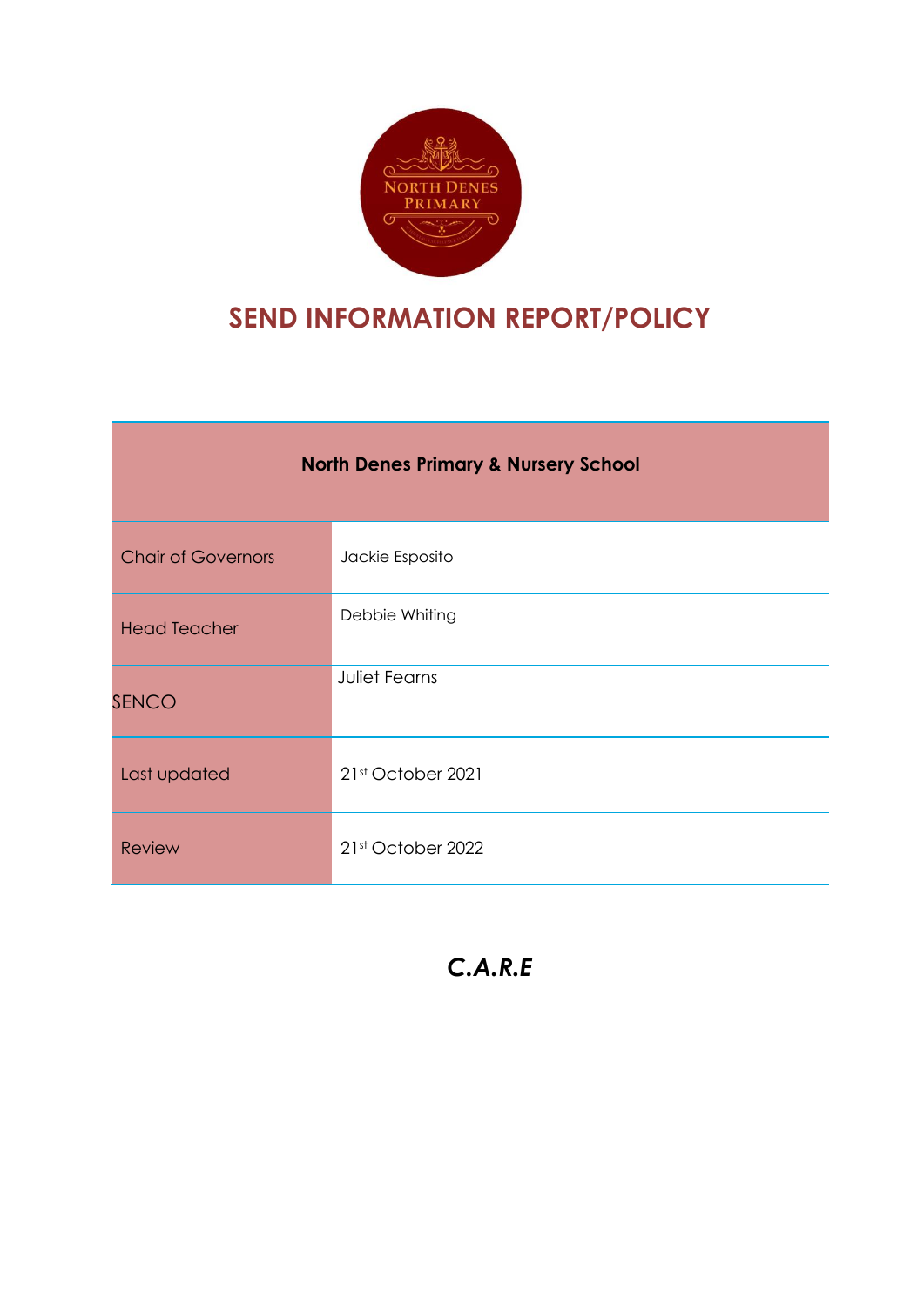# SEND INFORMATION REPORT/POLICY

| North Denes Primary & Nursery School | |
|---|---|
| Chair of Governors | Jackie Esposito |
| Head Teacher | Debbie Whiting |
| SENCO | Juliet Fearns |
| Last updated | 21st October 2021 |
| Review | 21st October 2022 |

***C.A.R.E***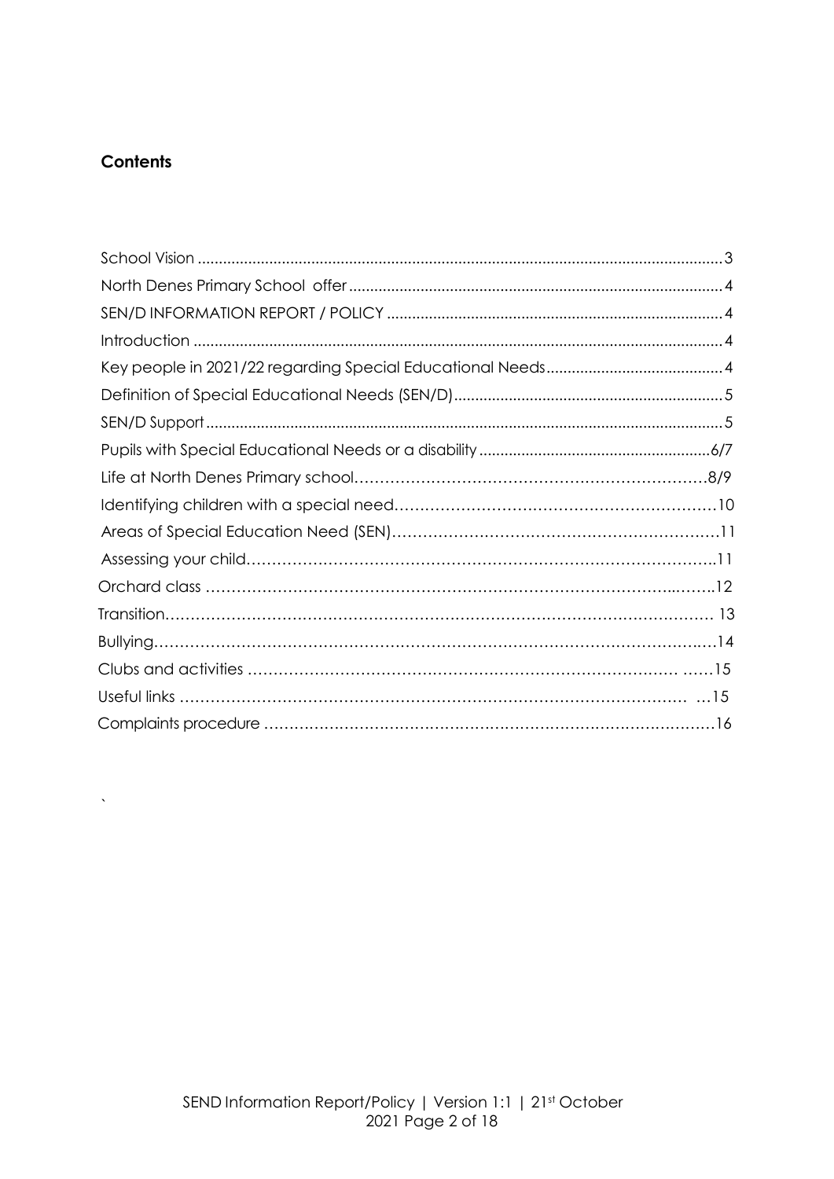**Contents**

| | |
|---|---|
| School Vision | 3 |
| North Denes Primary School offer | 4 |
| SEN/D INFORMATION REPORT / POLICY | 4 |
| Introduction | 4 |
| Key people in 2021/22 regarding Special Educational Needs | 4 |
| Definition of Special Educational Needs (SEN/D) | 5 |
| SEN/D Support | 5 |
| Pupils with Special Educational Needs or a disability | 6/7 |
| Life at North Denes Primary school | 8/9 |
| Identifying children with a special need | 10 |
| Areas of Special Education Need (SEN) | 11 |
| Assessing your child | 11 |
| Orchard class | 12 |
| Transition | 13 |
| Bullying | 14 |
| Clubs and activities | 15 |
| Useful links | 15 |
| Complaints procedure | 16 |

`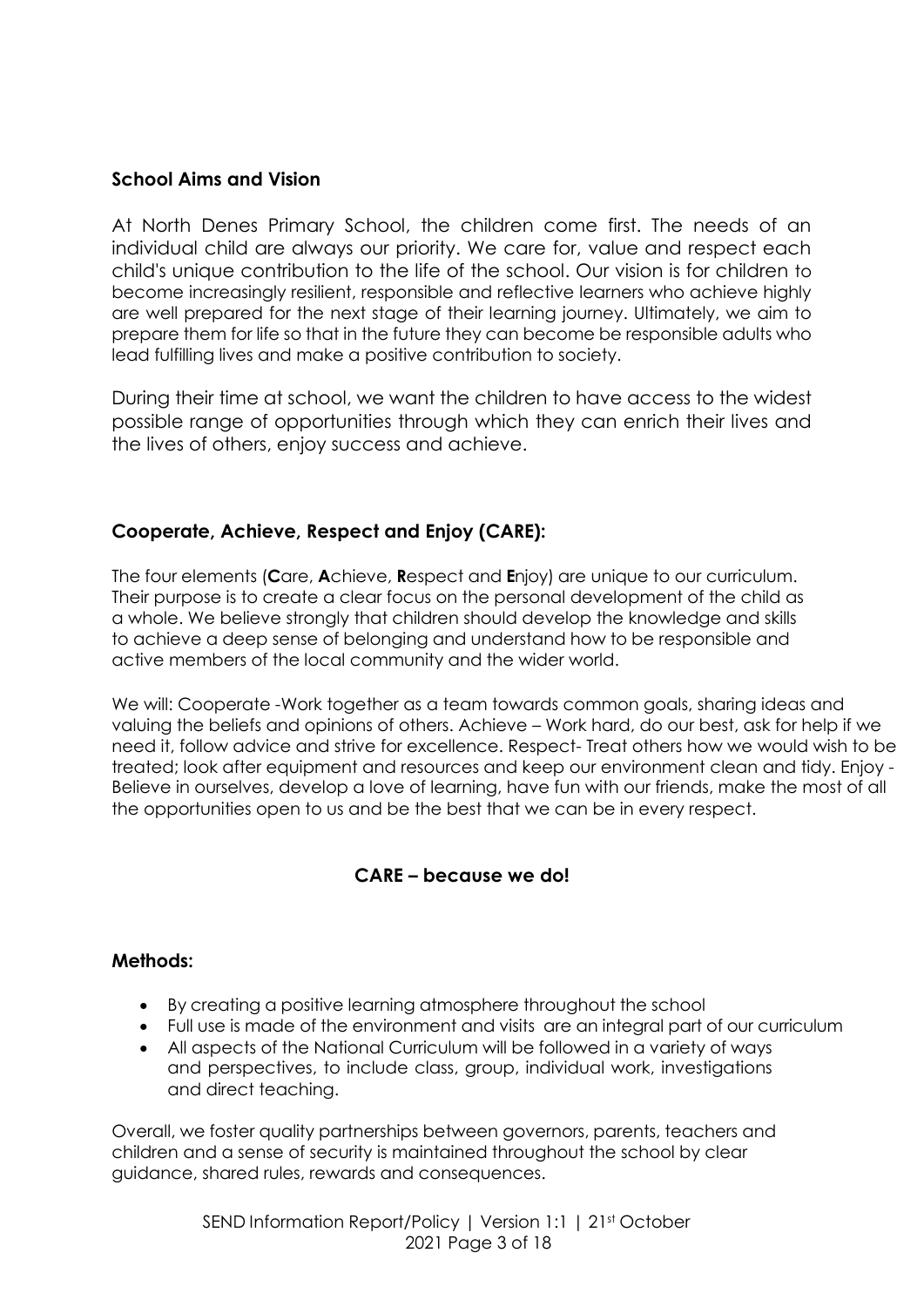## School Aims and Vision

At North Denes Primary School, the children come first. The needs of an individual child are always our priority. We care for, value and respect each child's unique contribution to the life of the school. Our vision is for children to become increasingly resilient, responsible and reflective learners who achieve highly are well prepared for the next stage of their learning journey. Ultimately, we aim to prepare them for life so that in the future they can become be responsible adults who lead fulfilling lives and make a positive contribution to society.

During their time at school, we want the children to have access to the widest possible range of opportunities through which they can enrich their lives and the lives of others, enjoy success and achieve.

## Cooperate, Achieve, Respect and Enjoy (CARE):

The four elements (**C**are, **A**chieve, **R**espect and **E**njoy) are unique to our curriculum. Their purpose is to create a clear focus on the personal development of the child as a whole. We believe strongly that children should develop the knowledge and skills to achieve a deep sense of belonging and understand how to be responsible and active members of the local community and the wider world.

We will: Cooperate -Work together as a team towards common goals, sharing ideas and valuing the beliefs and opinions of others. Achieve – Work hard, do our best, ask for help if we need it, follow advice and strive for excellence. Respect- Treat others how we would wish to be treated; look after equipment and resources and keep our environment clean and tidy. Enjoy - Believe in ourselves, develop a love of learning, have fun with our friends, make the most of all the opportunities open to us and be the best that we can be in every respect.

**CARE – because we do!**

## Methods:

- By creating a positive learning atmosphere throughout the school
- Full use is made of the environment and visits are an integral part of our curriculum
- All aspects of the National Curriculum will be followed in a variety of ways and perspectives, to include class, group, individual work, investigations and direct teaching.

Overall, we foster quality partnerships between governors, parents, teachers and children and a sense of security is maintained throughout the school by clear guidance, shared rules, rewards and consequences.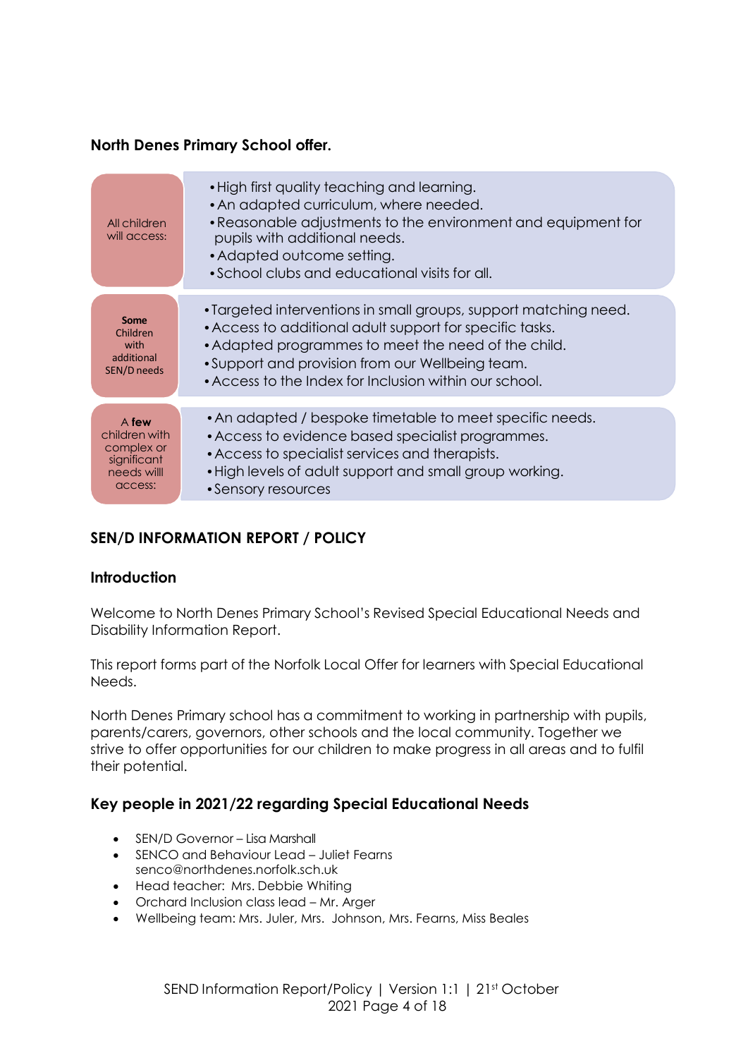### North Denes Primary School offer.

| | |
|---|---|
| All children will access: | • High first quality teaching and learning.<br>• An adapted curriculum, where needed.<br>• Reasonable adjustments to the environment and equipment for pupils with additional needs.<br>• Adapted outcome setting.<br>• School clubs and educational visits for all. |
| **Some** Children with additional SEN/D needs | • Targeted interventions in small groups, support matching need.<br>• Access to additional adult support for specific tasks.<br>• Adapted programmes to meet the need of the child.<br>• Support and provision from our Wellbeing team.<br>• Access to the Index for Inclusion within our school. |
| A **few** children with complex or significant needs willl access: | • An adapted / bespoke timetable to meet specific needs.<br>• Access to evidence based specialist programmes.<br>• Access to specialist services and therapists.<br>• High levels of adult support and small group working.<br>• Sensory resources |

## SEN/D INFORMATION REPORT / POLICY

### Introduction

Welcome to North Denes Primary School's Revised Special Educational Needs and Disability Information Report.

This report forms part of the Norfolk Local Offer for learners with Special Educational Needs.

North Denes Primary school has a commitment to working in partnership with pupils, parents/carers, governors, other schools and the local community. Together we strive to offer opportunities for our children to make progress in all areas and to fulfil their potential.

### Key people in 2021/22 regarding Special Educational Needs

- SEN/D Governor – Lisa Marshall
- SENCO and Behaviour Lead – Juliet Fearns senco@northdenes.norfolk.sch.uk
- Head teacher: Mrs. Debbie Whiting
- Orchard Inclusion class lead – Mr. Arger
- Wellbeing team: Mrs. Juler, Mrs. Johnson, Mrs. Fearns, Miss Beales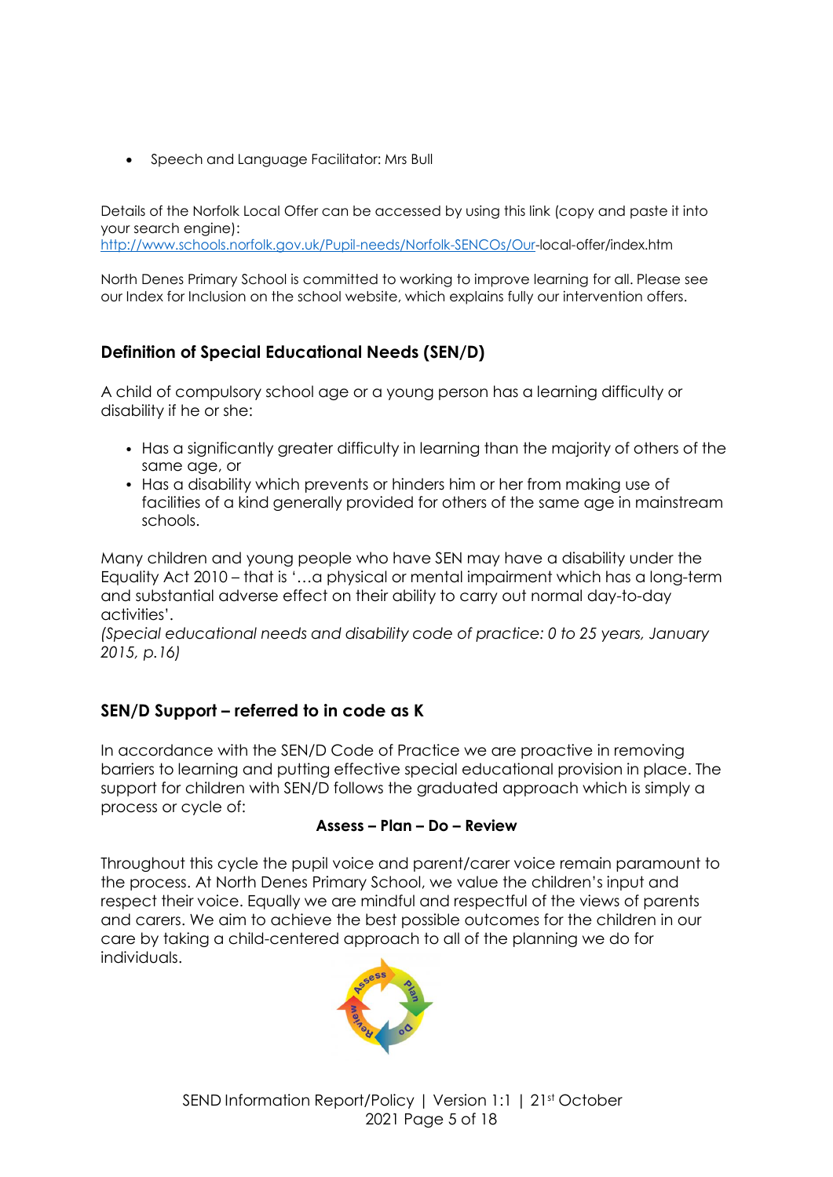- Speech and Language Facilitator: Mrs Bull

Details of the Norfolk Local Offer can be accessed by using this link (copy and paste it into your search engine):
http://www.schools.norfolk.gov.uk/Pupil-needs/Norfolk-SENCOs/Our-local-offer/index.htm

North Denes Primary School is committed to working to improve learning for all. Please see our Index for Inclusion on the school website, which explains fully our intervention offers.

## Definition of Special Educational Needs (SEN/D)

A child of compulsory school age or a young person has a learning difficulty or disability if he or she:

- Has a significantly greater difficulty in learning than the majority of others of the same age, or
- Has a disability which prevents or hinders him or her from making use of facilities of a kind generally provided for others of the same age in mainstream schools.

Many children and young people who have SEN may have a disability under the Equality Act 2010 – that is '…a physical or mental impairment which has a long-term and substantial adverse effect on their ability to carry out normal day-to-day activities'.
*(Special educational needs and disability code of practice: 0 to 25 years, January 2015, p.16)*

## SEN/D Support – referred to in code as K

In accordance with the SEN/D Code of Practice we are proactive in removing barriers to learning and putting effective special educational provision in place. The support for children with SEN/D follows the graduated approach which is simply a process or cycle of:

**Assess – Plan – Do – Review**

Throughout this cycle the pupil voice and parent/carer voice remain paramount to the process. At North Denes Primary School, we value the children's input and respect their voice. Equally we are mindful and respectful of the views of parents and carers. We aim to achieve the best possible outcomes for the children in our care by taking a child-centered approach to all of the planning we do for individuals.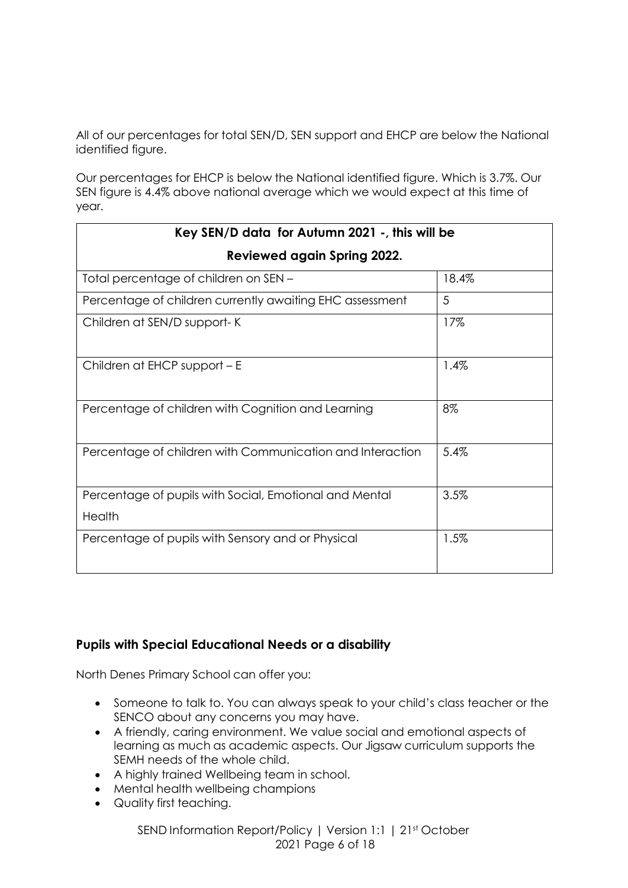All of our percentages for total SEN/D, SEN support and EHCP are below the National identified figure.

Our percentages for EHCP is below the National identified figure. Which is 3.7%. Our SEN figure is 4.4% above national average which we would expect at this time of year.

| Key SEN/D data for Autumn 2021 -, this will be Reviewed again Spring 2022. | |
|---|---|
| Total percentage of children on SEN – | 18.4% |
| Percentage of children currently awaiting EHC assessment | 5 |
| Children at SEN/D support- K | 17% |
| Children at EHCP support – E | 1.4% |
| Percentage of children with Cognition and Learning | 8% |
| Percentage of children with Communication and Interaction | 5.4% |
| Percentage of pupils with Social, Emotional and Mental Health | 3.5% |
| Percentage of pupils with Sensory and or Physical | 1.5% |

## Pupils with Special Educational Needs or a disability

North Denes Primary School can offer you:

- Someone to talk to. You can always speak to your child's class teacher or the SENCO about any concerns you may have.
- A friendly, caring environment. We value social and emotional aspects of learning as much as academic aspects. Our Jigsaw curriculum supports the SEMH needs of the whole child.
- A highly trained Wellbeing team in school.
- Mental health wellbeing champions
- Quality first teaching.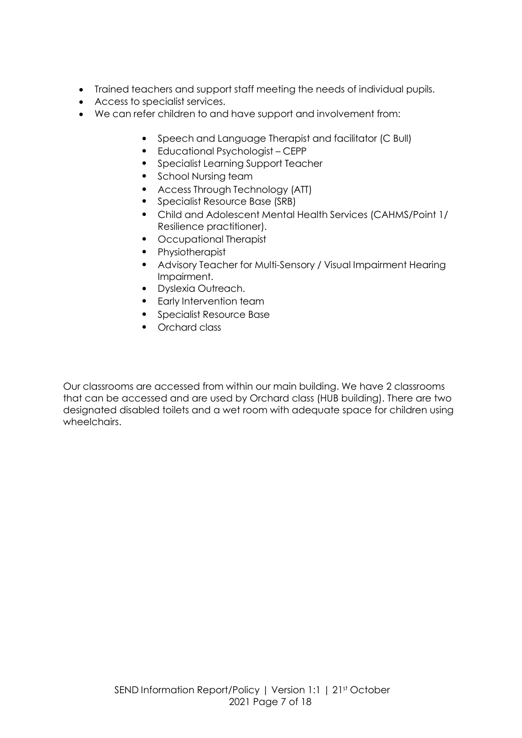- Trained teachers and support staff meeting the needs of individual pupils.
- Access to specialist services.
- We can refer children to and have support and involvement from:
    - Speech and Language Therapist and facilitator (C Bull)
    - Educational Psychologist – CEPP
    - Specialist Learning Support Teacher
    - School Nursing team
    - Access Through Technology (ATT)
    - Specialist Resource Base (SRB)
    - Child and Adolescent Mental Health Services (CAHMS/Point 1/ Resilience practitioner).
    - Occupational Therapist
    - Physiotherapist
    - Advisory Teacher for Multi-Sensory / Visual Impairment Hearing Impairment.
    - Dyslexia Outreach.
    - Early Intervention team
    - Specialist Resource Base
    - Orchard class

Our classrooms are accessed from within our main building. We have 2 classrooms that can be accessed and are used by Orchard class (HUB building). There are two designated disabled toilets and a wet room with adequate space for children using wheelchairs.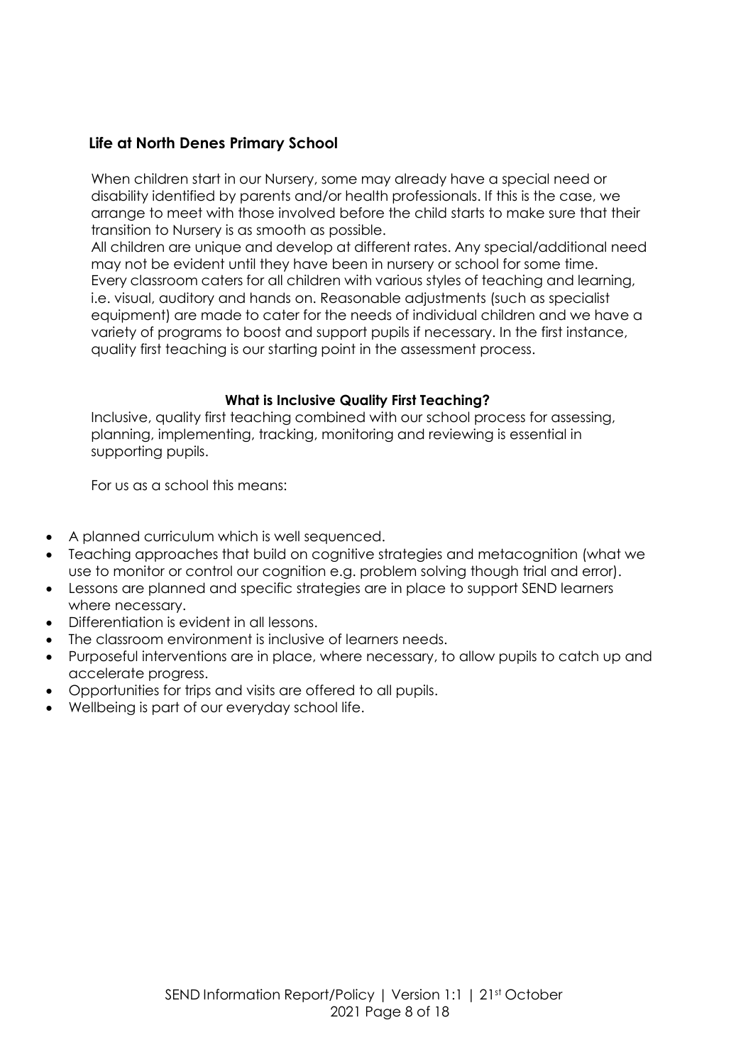## Life at North Denes Primary School

When children start in our Nursery, some may already have a special need or disability identified by parents and/or health professionals. If this is the case, we arrange to meet with those involved before the child starts to make sure that their transition to Nursery is as smooth as possible.
All children are unique and develop at different rates. Any special/additional need may not be evident until they have been in nursery or school for some time.
Every classroom caters for all children with various styles of teaching and learning, i.e. visual, auditory and hands on. Reasonable adjustments (such as specialist equipment) are made to cater for the needs of individual children and we have a variety of programs to boost and support pupils if necessary. In the first instance, quality first teaching is our starting point in the assessment process.

### What is Inclusive Quality First Teaching?

Inclusive, quality first teaching combined with our school process for assessing, planning, implementing, tracking, monitoring and reviewing is essential in supporting pupils.

For us as a school this means:

- A planned curriculum which is well sequenced.
- Teaching approaches that build on cognitive strategies and metacognition (what we use to monitor or control our cognition e.g. problem solving though trial and error).
- Lessons are planned and specific strategies are in place to support SEND learners where necessary.
- Differentiation is evident in all lessons.
- The classroom environment is inclusive of learners needs.
- Purposeful interventions are in place, where necessary, to allow pupils to catch up and accelerate progress.
- Opportunities for trips and visits are offered to all pupils.
- Wellbeing is part of our everyday school life.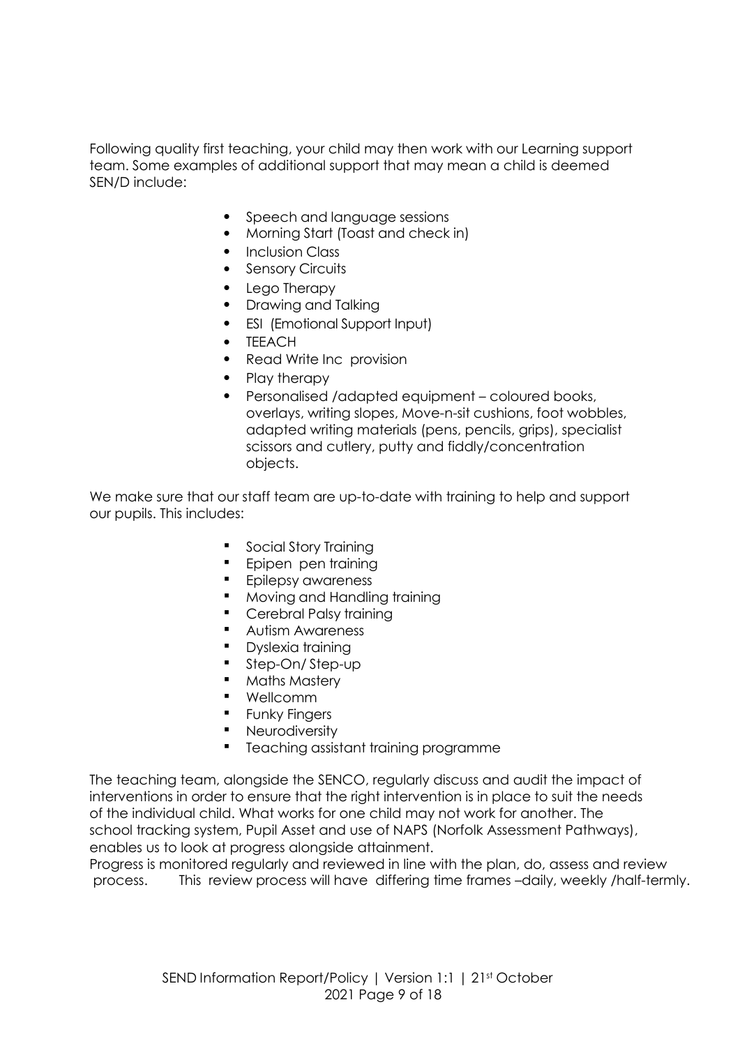Following quality first teaching, your child may then work with our Learning support team. Some examples of additional support that may mean a child is deemed SEN/D include:

- Speech and language sessions
- Morning Start (Toast and check in)
- Inclusion Class
- Sensory Circuits
- Lego Therapy
- Drawing and Talking
- ESI (Emotional Support Input)
- TEEACH
- Read Write Inc provision
- Play therapy
- Personalised /adapted equipment – coloured books, overlays, writing slopes, Move-n-sit cushions, foot wobbles, adapted writing materials (pens, pencils, grips), specialist scissors and cutlery, putty and fiddly/concentration objects.

We make sure that our staff team are up-to-date with training to help and support our pupils. This includes:

- Social Story Training
- Epipen pen training
- Epilepsy awareness
- Moving and Handling training
- Cerebral Palsy training
- Autism Awareness
- Dyslexia training
- Step-On/ Step-up
- Maths Mastery
- Wellcomm
- Funky Fingers
- Neurodiversity
- Teaching assistant training programme

The teaching team, alongside the SENCO, regularly discuss and audit the impact of interventions in order to ensure that the right intervention is in place to suit the needs of the individual child. What works for one child may not work for another. The school tracking system, Pupil Asset and use of NAPS (Norfolk Assessment Pathways), enables us to look at progress alongside attainment.

Progress is monitored regularly and reviewed in line with the plan, do, assess and review process. This review process will have differing time frames –daily, weekly /half-termly.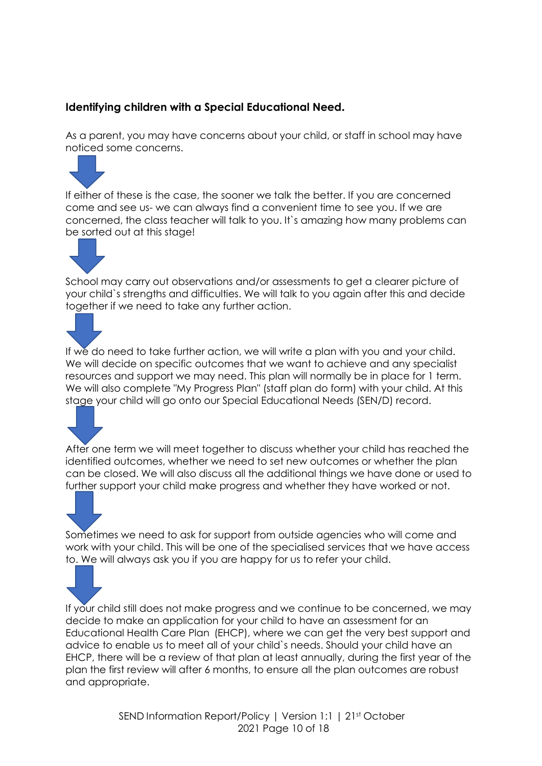**Identifying children with a Special Educational Need.**

As a parent, you may have concerns about your child, or staff in school may have noticed some concerns.

If either of these is the case, the sooner we talk the better. If you are concerned come and see us- we can always find a convenient time to see you. If we are concerned, the class teacher will talk to you. It`s amazing how many problems can be sorted out at this stage!

School may carry out observations and/or assessments to get a clearer picture of your child`s strengths and difficulties. We will talk to you again after this and decide together if we need to take any further action.

If we do need to take further action, we will write a plan with you and your child. We will decide on specific outcomes that we want to achieve and any specialist resources and support we may need. This plan will normally be in place for 1 term. We will also complete "My Progress Plan" (staff plan do form) with your child. At this stage your child will go onto our Special Educational Needs (SEN/D) record.

After one term we will meet together to discuss whether your child has reached the identified outcomes, whether we need to set new outcomes or whether the plan can be closed. We will also discuss all the additional things we have done or used to further support your child make progress and whether they have worked or not.

Sometimes we need to ask for support from outside agencies who will come and work with your child. This will be one of the specialised services that we have access to. We will always ask you if you are happy for us to refer your child.

If your child still does not make progress and we continue to be concerned, we may decide to make an application for your child to have an assessment for an Educational Health Care Plan (EHCP), where we can get the very best support and advice to enable us to meet all of your child`s needs. Should your child have an EHCP, there will be a review of that plan at least annually, during the first year of the plan the first review will after 6 months, to ensure all the plan outcomes are robust and appropriate.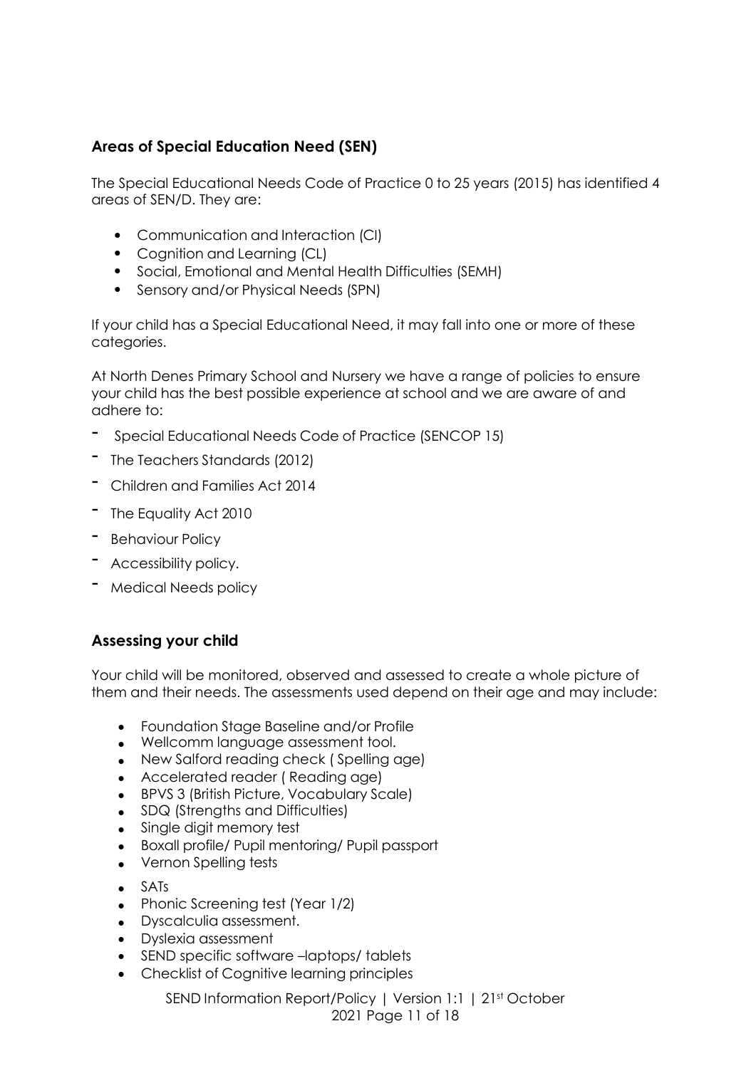## Areas of Special Education Need (SEN)

The Special Educational Needs Code of Practice 0 to 25 years (2015) has identified 4 areas of SEN/D. They are:

- Communication and Interaction (CI)
- Cognition and Learning (CL)
- Social, Emotional and Mental Health Difficulties (SEMH)
- Sensory and/or Physical Needs (SPN)

If your child has a Special Educational Need, it may fall into one or more of these categories.

At North Denes Primary School and Nursery we have a range of policies to ensure your child has the best possible experience at school and we are aware of and adhere to:

- Special Educational Needs Code of Practice (SENCOP 15)
- The Teachers Standards (2012)
- Children and Families Act 2014
- The Equality Act 2010
- Behaviour Policy
- Accessibility policy.
- Medical Needs policy

## Assessing your child

Your child will be monitored, observed and assessed to create a whole picture of them and their needs. The assessments used depend on their age and may include:

- Foundation Stage Baseline and/or Profile
- Wellcomm language assessment tool.
- New Salford reading check ( Spelling age)
- Accelerated reader ( Reading age)
- BPVS 3 (British Picture, Vocabulary Scale)
- SDQ (Strengths and Difficulties)
- Single digit memory test
- Boxall profile/ Pupil mentoring/ Pupil passport
- Vernon Spelling tests
- SATs
- Phonic Screening test (Year 1/2)
- Dyscalculia assessment.
- Dyslexia assessment
- SEND specific software –laptops/ tablets
- Checklist of Cognitive learning principles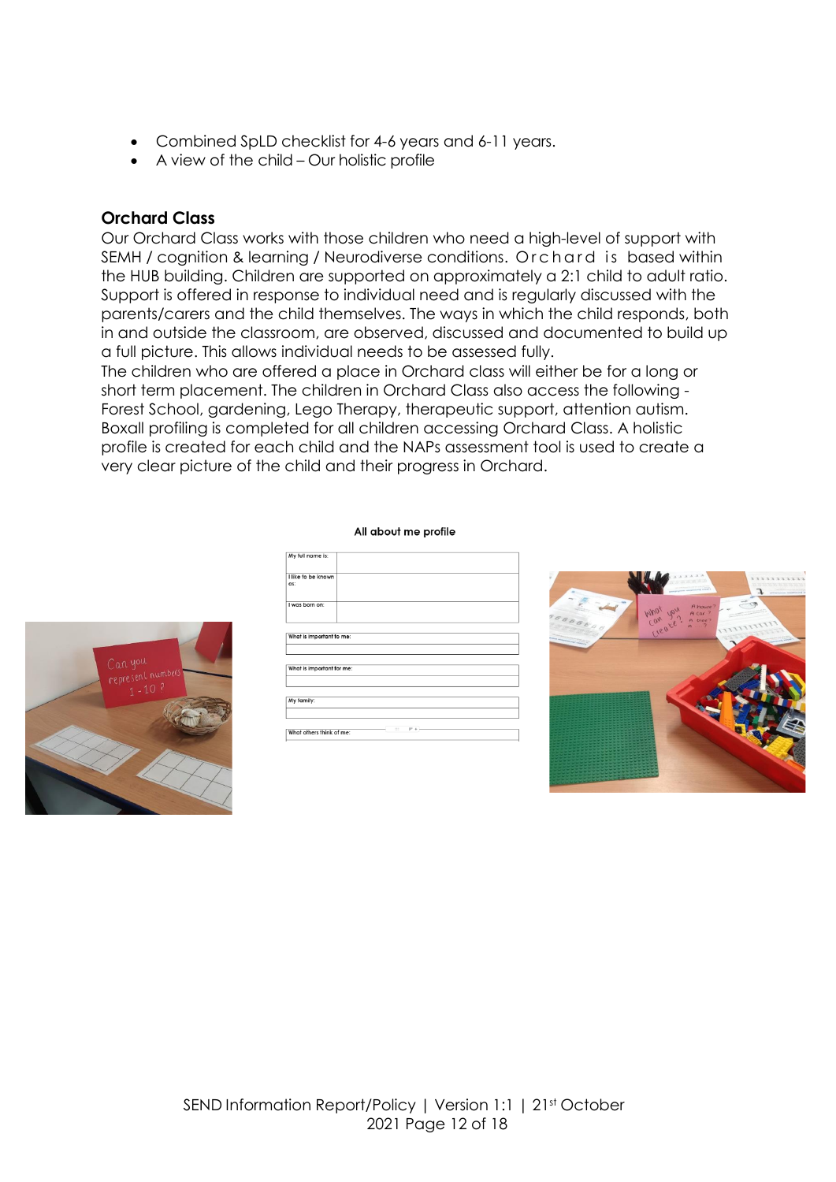- Combined SpLD checklist for 4-6 years and 6-11 years.
- A view of the child – Our holistic profile

### Orchard Class

Our Orchard Class works with those children who need a high-level of support with SEMH / cognition & learning / Neurodiverse conditions. Orchard is based within the HUB building. Children are supported on approximately a 2:1 child to adult ratio. Support is offered in response to individual need and is regularly discussed with the parents/carers and the child themselves. The ways in which the child responds, both in and outside the classroom, are observed, discussed and documented to build up a full picture. This allows individual needs to be assessed fully.

The children who are offered a place in Orchard class will either be for a long or short term placement. The children in Orchard Class also access the following - Forest School, gardening, Lego Therapy, therapeutic support, attention autism. Boxall profiling is completed for all children accessing Orchard Class. A holistic profile is created for each child and the NAPs assessment tool is used to create a very clear picture of the child and their progress in Orchard.

**All about me profile**

| My full name is: | |
|---|---|
| I like to be known as: | |
| I was born on: | |

| What is important to me: |
|---|
| |

| What is important for me: |
|---|
| |

| My family: |
|---|
| |

| What others think of me: |
|---|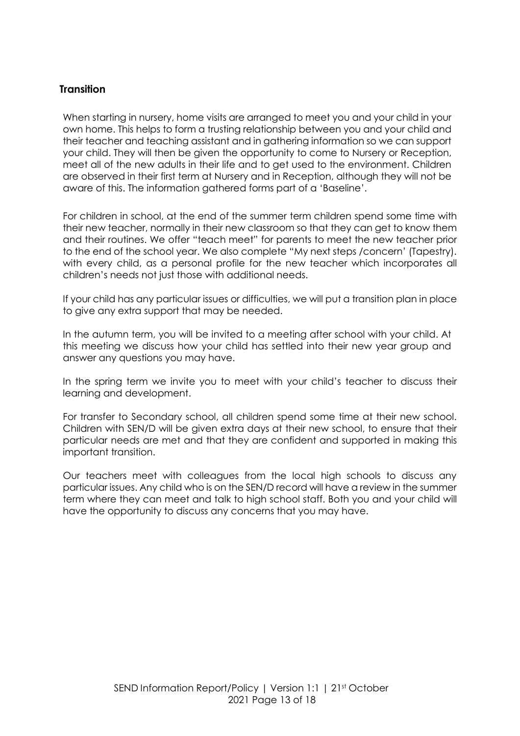## Transition

When starting in nursery, home visits are arranged to meet you and your child in your own home. This helps to form a trusting relationship between you and your child and their teacher and teaching assistant and in gathering information so we can support your child. They will then be given the opportunity to come to Nursery or Reception, meet all of the new adults in their life and to get used to the environment. Children are observed in their first term at Nursery and in Reception, although they will not be aware of this. The information gathered forms part of a 'Baseline'.

For children in school, at the end of the summer term children spend some time with their new teacher, normally in their new classroom so that they can get to know them and their routines. We offer "teach meet" for parents to meet the new teacher prior to the end of the school year. We also complete "My next steps /concern' (Tapestry). with every child, as a personal profile for the new teacher which incorporates all children's needs not just those with additional needs.

If your child has any particular issues or difficulties, we will put a transition plan in place to give any extra support that may be needed.

In the autumn term, you will be invited to a meeting after school with your child. At this meeting we discuss how your child has settled into their new year group and answer any questions you may have.

In the spring term we invite you to meet with your child's teacher to discuss their learning and development.

For transfer to Secondary school, all children spend some time at their new school. Children with SEN/D will be given extra days at their new school, to ensure that their particular needs are met and that they are confident and supported in making this important transition.

Our teachers meet with colleagues from the local high schools to discuss any particular issues. Any child who is on the SEN/D record will have a review in the summer term where they can meet and talk to high school staff. Both you and your child will have the opportunity to discuss any concerns that you may have.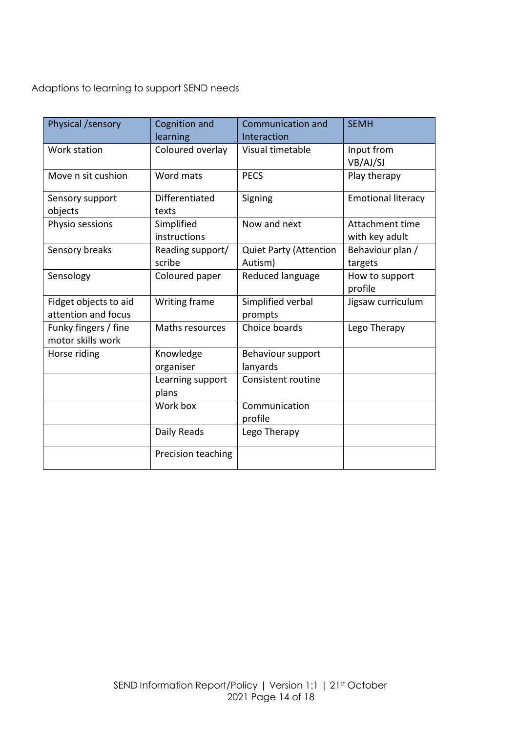Adaptions to learning to support SEND needs

| Physical /sensory | Cognition and learning | Communication and Interaction | SEMH |
|---|---|---|---|
| Work station | Coloured overlay | Visual timetable | Input from VB/AJ/SJ |
| Move n sit cushion | Word mats | PECS | Play therapy |
| Sensory support objects | Differentiated texts | Signing | Emotional literacy |
| Physio sessions | Simplified instructions | Now and next | Attachment time with key adult |
| Sensory breaks | Reading support/ scribe | Quiet Party (Attention Autism) | Behaviour plan / targets |
| Sensology | Coloured paper | Reduced language | How to support profile |
| Fidget objects to aid attention and focus | Writing frame | Simplified verbal prompts | Jigsaw curriculum |
| Funky fingers / fine motor skills work | Maths resources | Choice boards | Lego Therapy |
| Horse riding | Knowledge organiser | Behaviour support lanyards | |
| | Learning support plans | Consistent routine | |
| | Work box | Communication profile | |
| | Daily Reads | Lego Therapy | |
| | Precision teaching | | |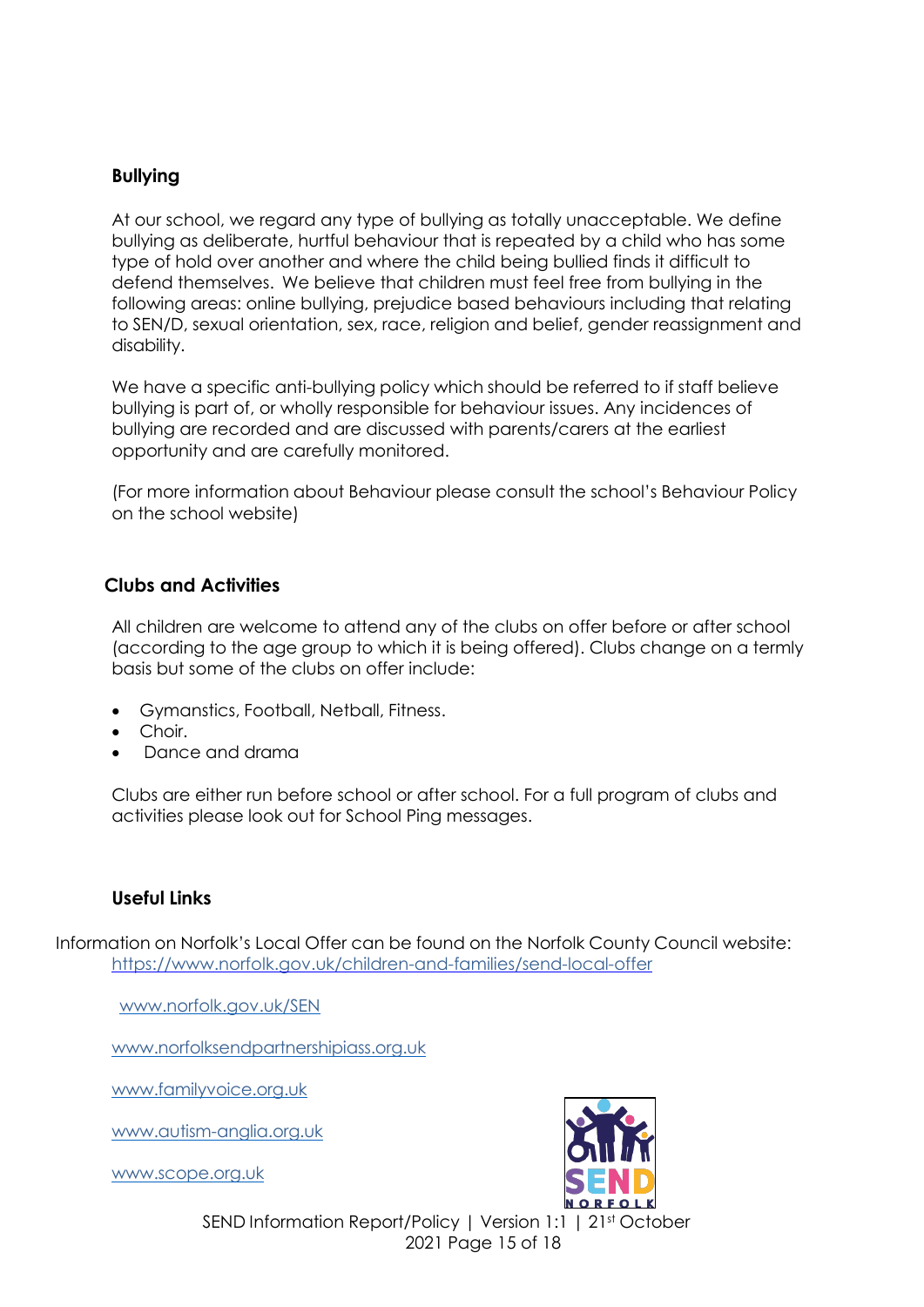## Bullying

At our school, we regard any type of bullying as totally unacceptable. We define bullying as deliberate, hurtful behaviour that is repeated by a child who has some type of hold over another and where the child being bullied finds it difficult to defend themselves. We believe that children must feel free from bullying in the following areas: online bullying, prejudice based behaviours including that relating to SEN/D, sexual orientation, sex, race, religion and belief, gender reassignment and disability.

We have a specific anti-bullying policy which should be referred to if staff believe bullying is part of, or wholly responsible for behaviour issues. Any incidences of bullying are recorded and are discussed with parents/carers at the earliest opportunity and are carefully monitored.

(For more information about Behaviour please consult the school's Behaviour Policy on the school website)

## Clubs and Activities

All children are welcome to attend any of the clubs on offer before or after school (according to the age group to which it is being offered). Clubs change on a termly basis but some of the clubs on offer include:

- Gymanstics, Football, Netball, Fitness.
- Choir.
- Dance and drama

Clubs are either run before school or after school. For a full program of clubs and activities please look out for School Ping messages.

## Useful Links

Information on Norfolk's Local Offer can be found on the Norfolk County Council website: https://www.norfolk.gov.uk/children-and-families/send-local-offer

www.norfolk.gov.uk/SEN

www.norfolksendpartnershipiass.org.uk

www.familyvoice.org.uk

www.autism-anglia.org.uk

www.scope.org.uk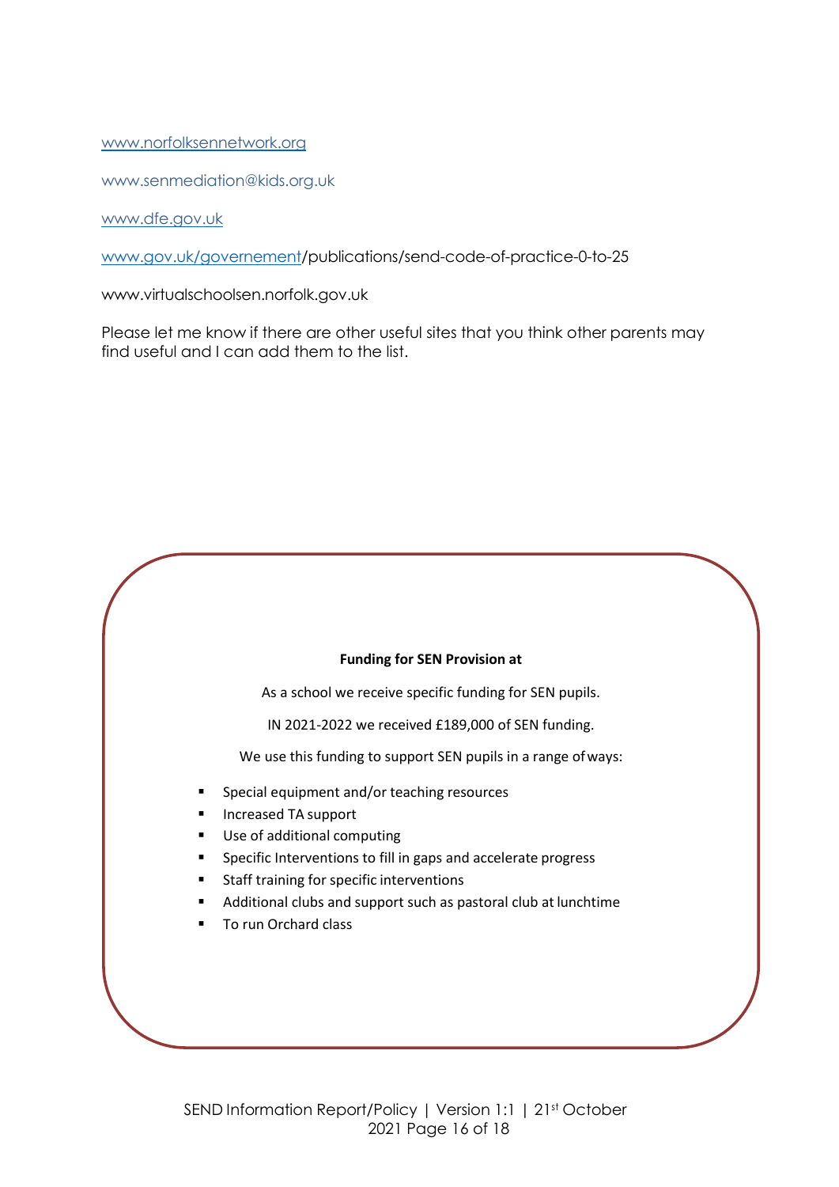www.norfolksennetwork.org

www.senmediation@kids.org.uk

www.dfe.gov.uk

www.gov.uk/governement/publications/send-code-of-practice-0-to-25

www.virtualschoolsen.norfolk.gov.uk

Please let me know if there are other useful sites that you think other parents may find useful and I can add them to the list.

**Funding for SEN Provision at**

As a school we receive specific funding for SEN pupils.

IN 2021-2022 we received £189,000 of SEN funding.

We use this funding to support SEN pupils in a range of ways:

- Special equipment and/or teaching resources
- Increased TA support
- Use of additional computing
- Specific Interventions to fill in gaps and accelerate progress
- Staff training for specific interventions
- Additional clubs and support such as pastoral club at lunchtime
- To run Orchard class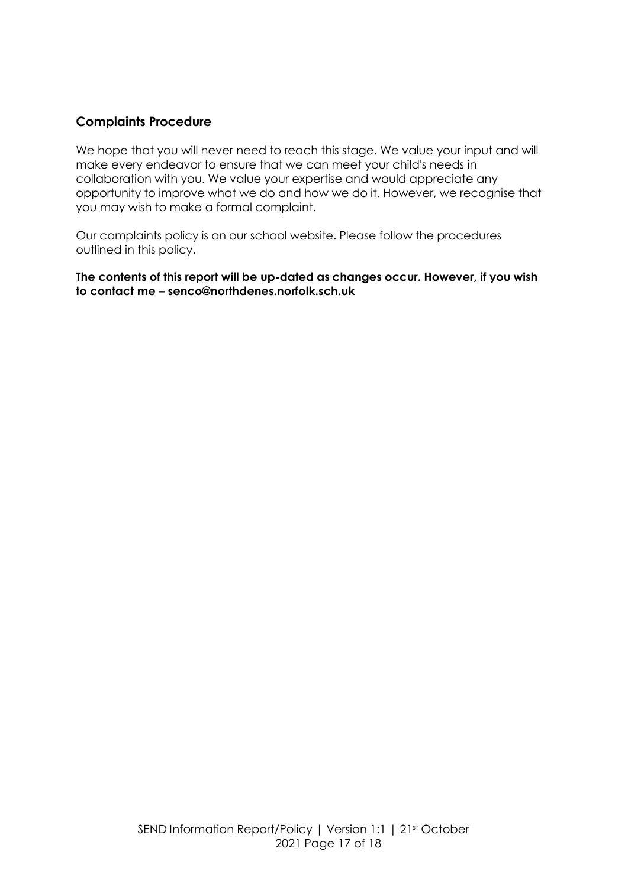## Complaints Procedure

We hope that you will never need to reach this stage. We value your input and will make every endeavor to ensure that we can meet your child's needs in collaboration with you. We value your expertise and would appreciate any opportunity to improve what we do and how we do it. However, we recognise that you may wish to make a formal complaint.

Our complaints policy is on our school website. Please follow the procedures outlined in this policy.

**The contents of this report will be up-dated as changes occur. However, if you wish to contact me – senco@northdenes.norfolk.sch.uk**